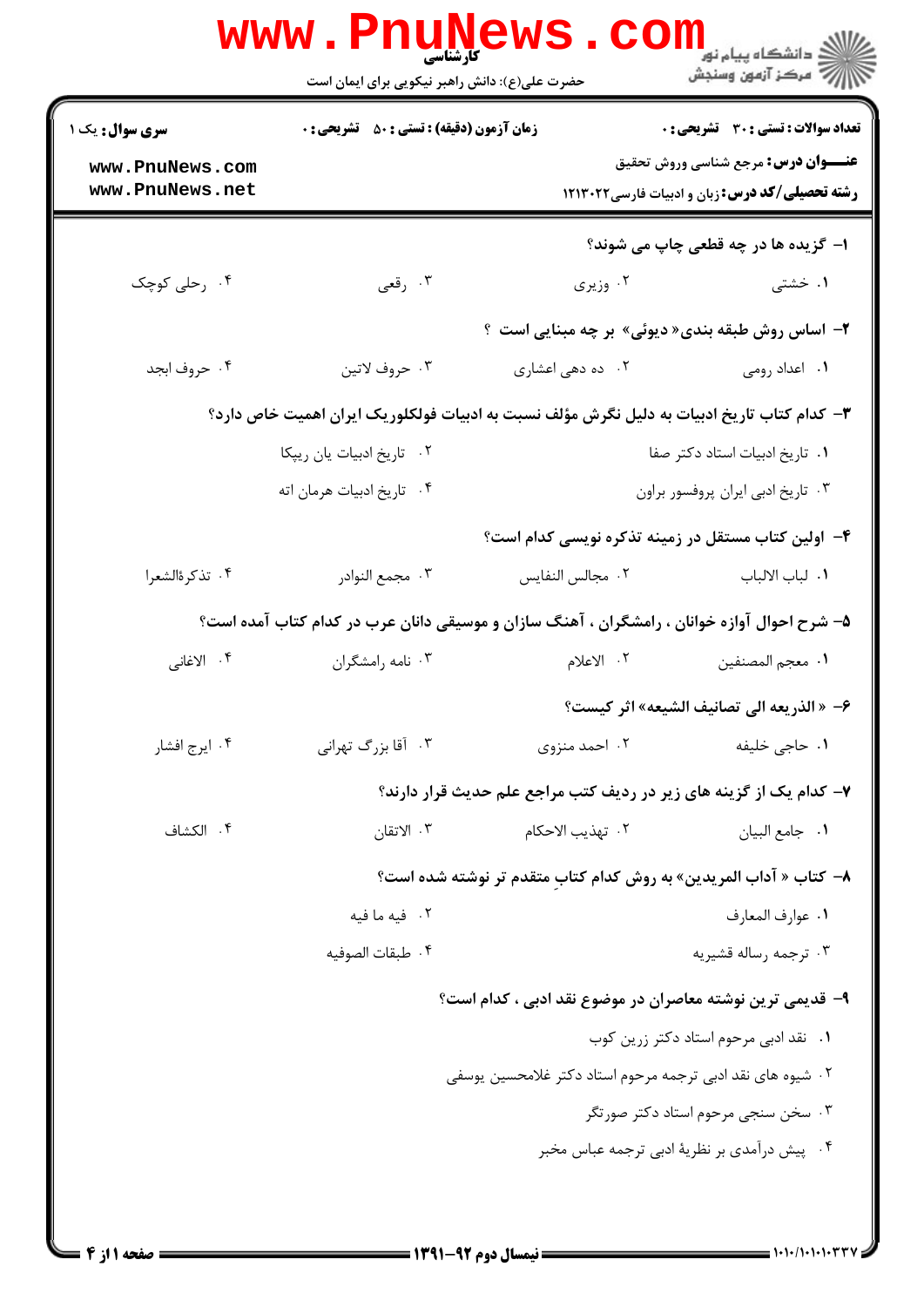کارشناسی

حضرت علی(ع): دانش راهبر نیکویی برای ایمان است

دانشگاه پیام نور
مرکز آزمون وسنجش

**سری سوال:** یک ۱

**زمان آزمون (دقیقه) : تستی :** ۵۰ **تشریحی :** ۰

**تعداد سوالات : تستی :** ۳۰ **تشریحی :** ۰

**عنـــوان درس:** مرجع شناسی وروش تحقیق

**رشته تحصیلی/کد درس:** زبان و ادبیات فارسی۱۲۱۳۰۲۲

۱- گزیده ها در چه قطعی چاپ می شوند؟

۱. خشتی  ۲. وزیری  ۳. رقعی  ۴. رحلی کوچک

۲- اساس روش طبقه بندی« دیوئی» بر چه مبنایی است ؟

۱. اعداد رومی  ۲. ده دهی اعشاری  ۳. حروف لاتین  ۴. حروف ابجد

۳- کدام کتاب تاریخ ادبیات به دلیل نگرش مؤلف نسبت به ادبیات فولکلوریک ایران اهمیت خاص دارد؟

۱. تاریخ ادبیات استاد دکتر صفا  ۲. تاریخ ادبیات یان ریپکا

۳. تاریخ ادبی ایران پروفسور براون  ۴. تاریخ ادبیات هرمان اته

۴- اولین کتاب مستقل در زمینه تذکره نویسی کدام است؟

۱. لباب الالباب  ۲. مجالس النفایس  ۳. مجمع النوادر  ۴. تذکرةالشعرا

۵- شرح احوال آوازه خوانان ، رامشگران ، آهنگ سازان و موسیقی دانان عرب در کدام کتاب آمده است؟

۱. معجم المصنفین  ۲. الاعلام  ۳. نامه رامشگران  ۴. الاغانی

۶- « الذریعه الی تصانیف الشیعه» اثر کیست؟

۱. حاجی خلیفه  ۲. احمد منزوی  ۳. آقا بزرگ تهرانی  ۴. ایرج افشار

۷- کدام یک از گزینه های زیر در ردیف کتب مراجع علم حدیث قرار دارند؟

۱. جامع البیان  ۲. تهذیب الاحکام  ۳. الاتقان  ۴. الکشاف

۸- کتاب « آداب المریدین» به روش کدام کتابِ متقدم تر نوشته شده است؟

۱. عوارف المعارف  ۲. فیه ما فیه

۳. ترجمه رساله قشیریه  ۴. طبقات الصوفیه

۹- قدیمی ترین نوشته معاصران در موضوع نقد ادبی ، کدام است؟

۱. نقد ادبی مرحوم استاد دکتر زرین کوب

۲. شیوه های نقد ادبی ترجمه مرحوم استاد دکتر غلامحسین یوسفی

۳. سخن سنجی مرحوم استاد دکتر صورتگر

۴. پیش درآمدی بر نظریهٔ ادبی ترجمه عباس مخبر

نیمسال دوم ۹۲-۱۳۹۱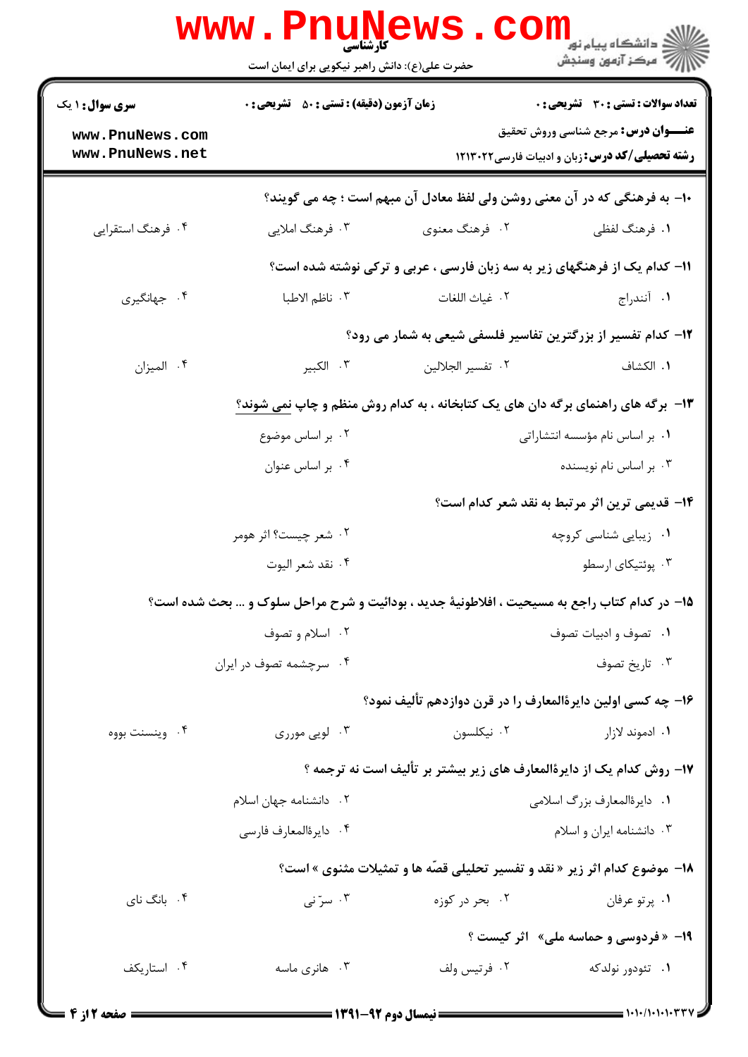۱۰- به فرهنگی که در آن معنی روشن ولی لفظ معادل آن مبهم است ؛ چه می گویند؟

۱. فرهنگ لفظی
۲. فرهنگ معنوی
۳. فرهنگ املایی
۴. فرهنگ استقرایی

۱۱- کدام یک از فرهنگهای زیر به سه زبان فارسی ، عربی و ترکی نوشته شده است؟

۱. آنندراج
۲. غیاث اللغات
۳. ناظم الاطبا
۴. جهانگیری

۱۲- کدام تفسیر از بزرگترین تفاسیر فلسفی شیعی به شمار می رود؟

۱. الکشاف
۲. تفسیر الجلالین
۳. الکبیر
۴. المیزان

۱۳- برگه های راهنمای برگه دان های یک کتابخانه ، به کدام روش منظم و چاپ نمی شوند؟

۱. بر اساس نام مؤسسه انتشاراتی
۲. بر اساس موضوع
۳. بر اساس نام نویسنده
۴. بر اساس عنوان

۱۴- قدیمی ترین اثر مرتبط به نقد شعر کدام است؟

۱. زیبایی شناسی کروچه
۲. شعر چیست؟ اثر هومر
۳. پوئتیکای ارسطو
۴. نقد شعر الیوت

۱۵- در کدام کتاب راجع به مسیحیت ، افلاطونیهٔ جدید ، بودائیت و شرح مراحل سلوک و ... بحث شده است؟

۱. تصوف و ادبیات تصوف
۲. اسلام و تصوف
۳. تاریخ تصوف
۴. سرچشمه تصوف در ایران

۱۶- چه کسی اولین دایرةالمعارف را در قرن دوازدهم تألیف نمود؟

۱. ادموند لازار
۲. نیکلسون
۳. لویی موررى
۴. وینسنت بووه

۱۷- روش کدام یک از دایرةالمعارف های زیر بیشتر بر تألیف است نه ترجمه ؟

۱. دایرةالمعارف بزرگ اسلامی
۲. دانشنامه جهان اسلام
۳. دانشنامه ایران و اسلام
۴. دایرةالمعارف فارسی

۱۸- موضوع کدام اثر زیر « نقد و تفسیر تحلیلی قصّه ها و تمثیلات مثنوی » است؟

۱. پرتو عرفان
۲. بحر در کوزه
۳. سرّ نی
۴. بانگ نای

۱۹- « فردوسی و حماسه ملی» اثر کیست ؟

۱. تئودور نولدکه
۲. فرتیس ولف
۳. هانری ماسه
۴. استاریکف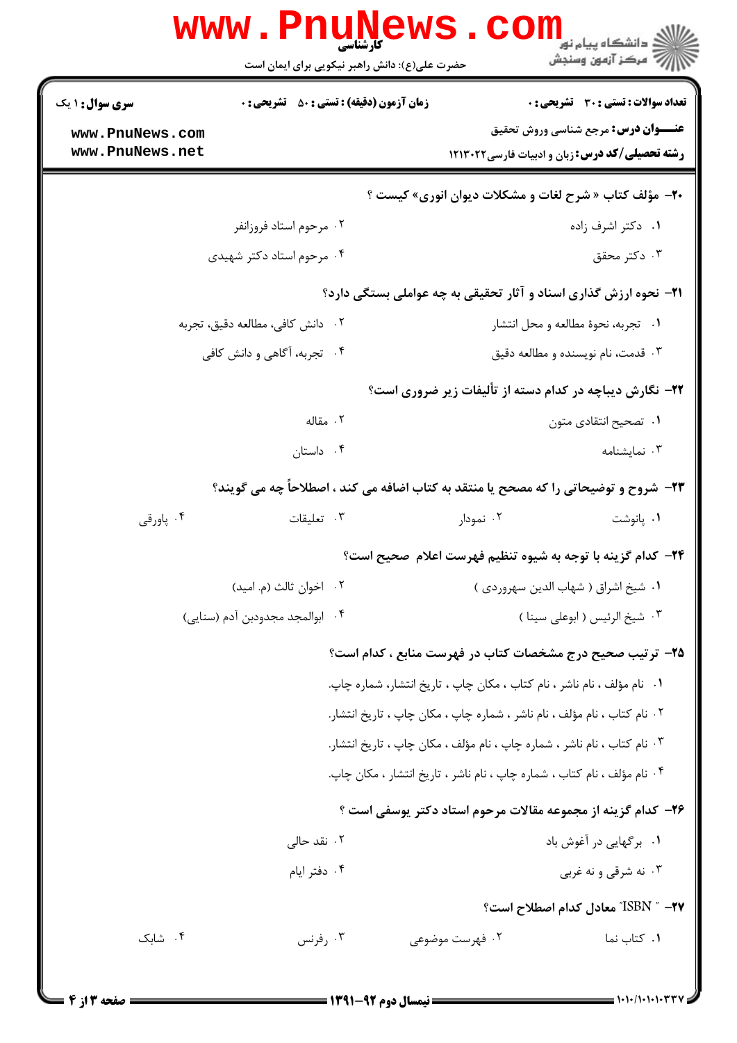۲۰- مؤلف کتاب « شرح لغات و مشکلات دیوان انوری» کیست ؟

۱. دکتر اشرف زاده
۲. مرحوم استاد فروزانفر
۳. دکتر محقق
۴. مرحوم استاد دکتر شهیدی

۲۱- نحوه ارزش گذاری اسناد و آثار تحقیقی به چه عواملی بستگی دارد؟

۱. تجربه، نحوهٔ مطالعه و محل انتشار
۲. دانش کافی، مطالعه دقیق، تجربه
۳. قدمت، نام نویسنده و مطالعه دقیق
۴. تجربه، آگاهی و دانش کافی

۲۲- نگارش دیباچه در کدام دسته از تألیفات زیر ضروری است؟

۱. تصحیح انتقادی متون
۲. مقاله
۳. نمایشنامه
۴. داستان

۲۳- شروح و توضیحاتی را که مصحح یا منتقد به کتاب اضافه می کند ، اصطلاحاً چه می گویند؟

۱. پانوشت
۲. نمودار
۳. تعلیقات
۴. پاورقی

۲۴- کدام گزینه با توجه به شیوه تنظیم فهرست اعلام صحیح است؟

۱. شیخ اشراق ( شهاب الدین سهروردی )
۲. اخوان ثالث (م. امید)
۳. شیخ الرئیس ( ابوعلی سینا )
۴. ابوالمجد مجدودبن آدم (سنایی)

۲۵- ترتیب صحیح درج مشخصات کتاب در فهرست منابع ، کدام است؟

۱. نام مؤلف ، نام ناشر ، نام کتاب ، مکان چاپ ، تاریخ انتشار، شماره چاپ.
۲. نام کتاب ، نام مؤلف ، نام ناشر ، شماره چاپ ، مکان چاپ ، تاریخ انتشار.
۳. نام کتاب ، نام ناشر ، شماره چاپ ، نام مؤلف ، مکان چاپ ، تاریخ انتشار.
۴. نام مؤلف ، نام کتاب ، شماره چاپ ، نام ناشر ، تاریخ انتشار ، مکان چاپ.

۲۶- کدام گزینه از مجموعه مقالات مرحوم استاد دکتر یوسفی است ؟

۱. برگهایی در آغوش باد
۲. نقد حالی
۳. نه شرقی و نه غربی
۴. دفتر ایام

۲۷- " ISBN " معادل کدام اصطلاح است؟

۱. کتاب نما
۲. فهرست موضوعی
۳. رفرنس
۴. شابک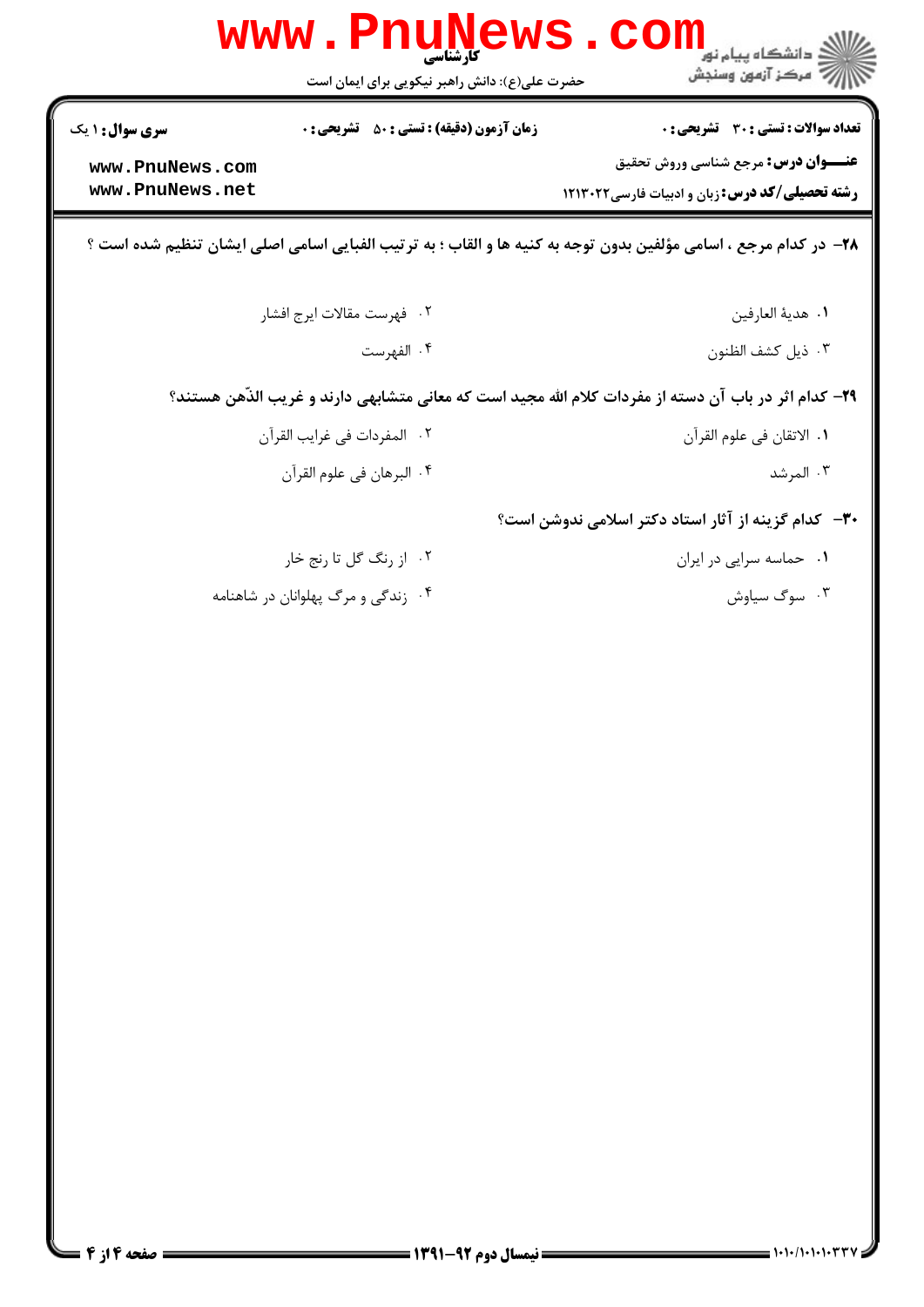**۲۸- در کدام مرجع ، اسامی مؤلفین بدون توجه به کنیه ها و القاب ؛ به ترتیب الفبایی اسامی اصلی ایشان تنظیم شده است ؟**

۱. هدیة العارفین

۲. فهرست مقالات ایرج افشار

۳. ذیل کشف الظنون

۴. الفهرست

**۲۹- کدام اثر در باب آن دسته از مفردات کلام الله مجید است که معانی متشابهی دارند و غریب الذّهن هستند؟**

۱. الاتقان فی علوم القرآن

۲. المفردات فی غرایب القرآن

۳. المرشد

۴. البرهان فی علوم القرآن

**۳۰- کدام گزینه از آثار استاد دکتر اسلامی ندوشن است؟**

۱. حماسه سرایی در ایران

۲. از رنگ گل تا رنج خار

۳. سوگ سیاوش

۴. زندگی و مرگ پهلوانان در شاهنامه